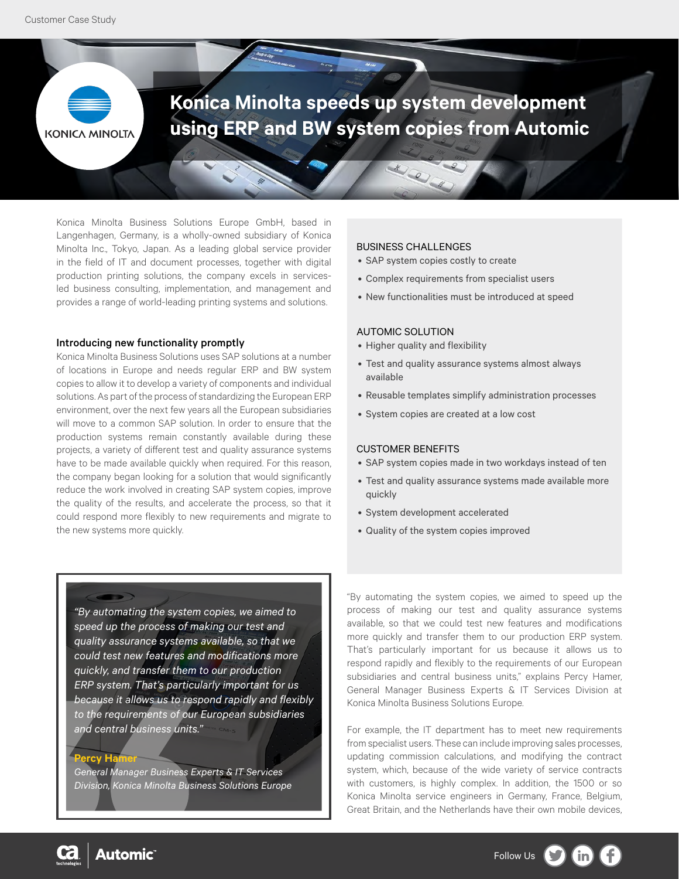Customer Case Study

# Konica Minolta speeds up system development using ERP and BW system copies from Automic

Konica Minolta Business Solutions Europe GmbH, based in Langenhagen, Germany, is a wholly-owned subsidiary of Konica Minolta Inc., Tokyo, Japan. As a leading global service provider in the field of IT and document processes, together with digital production printing solutions, the company excels in services-led business consulting, implementation, and management and provides a range of world-leading printing systems and solutions.

## Introducing new functionality promptly

Konica Minolta Business Solutions uses SAP solutions at a number of locations in Europe and needs regular ERP and BW system copies to allow it to develop a variety of components and individual solutions. As part of the process of standardizing the European ERP environment, over the next few years all the European subsidiaries will move to a common SAP solution. In order to ensure that the production systems remain constantly available during these projects, a variety of different test and quality assurance systems have to be made available quickly when required. For this reason, the company began looking for a solution that would significantly reduce the work involved in creating SAP system copies, improve the quality of the results, and accelerate the process, so that it could respond more flexibly to new requirements and migrate to the new systems more quickly.

### BUSINESS CHALLENGES

- SAP system copies costly to create
- Complex requirements from specialist users
- New functionalities must be introduced at speed

### AUTOMIC SOLUTION

- Higher quality and flexibility
- Test and quality assurance systems almost always available
- Reusable templates simplify administration processes
- System copies are created at a low cost

### CUSTOMER BENEFITS

- SAP system copies made in two workdays instead of ten
- Test and quality assurance systems made available more quickly
- System development accelerated
- Quality of the system copies improved

> *"By automating the system copies, we aimed to speed up the process of making our test and quality assurance systems available, so that we could test new features and modifications more quickly, and transfer them to our production ERP system. That's particularly important for us because it allows us to respond rapidly and flexibly to the requirements of our European subsidiaries and central business units."*
>
> **Percy Hamer**
> *General Manager Business Experts & IT Services Division, Konica Minolta Business Solutions Europe*

"By automating the system copies, we aimed to speed up the process of making our test and quality assurance systems available, so that we could test new features and modifications more quickly and transfer them to our production ERP system. That's particularly important for us because it allows us to respond rapidly and flexibly to the requirements of our European subsidiaries and central business units," explains Percy Hamer, General Manager Business Experts & IT Services Division at Konica Minolta Business Solutions Europe.

For example, the IT department has to meet new requirements from specialist users. These can include improving sales processes, updating commission calculations, and modifying the contract system, which, because of the wide variety of service contracts with customers, is highly complex. In addition, the 1500 or so Konica Minolta service engineers in Germany, France, Belgium, Great Britain, and the Netherlands have their own mobile devices,

Automic

Follow Us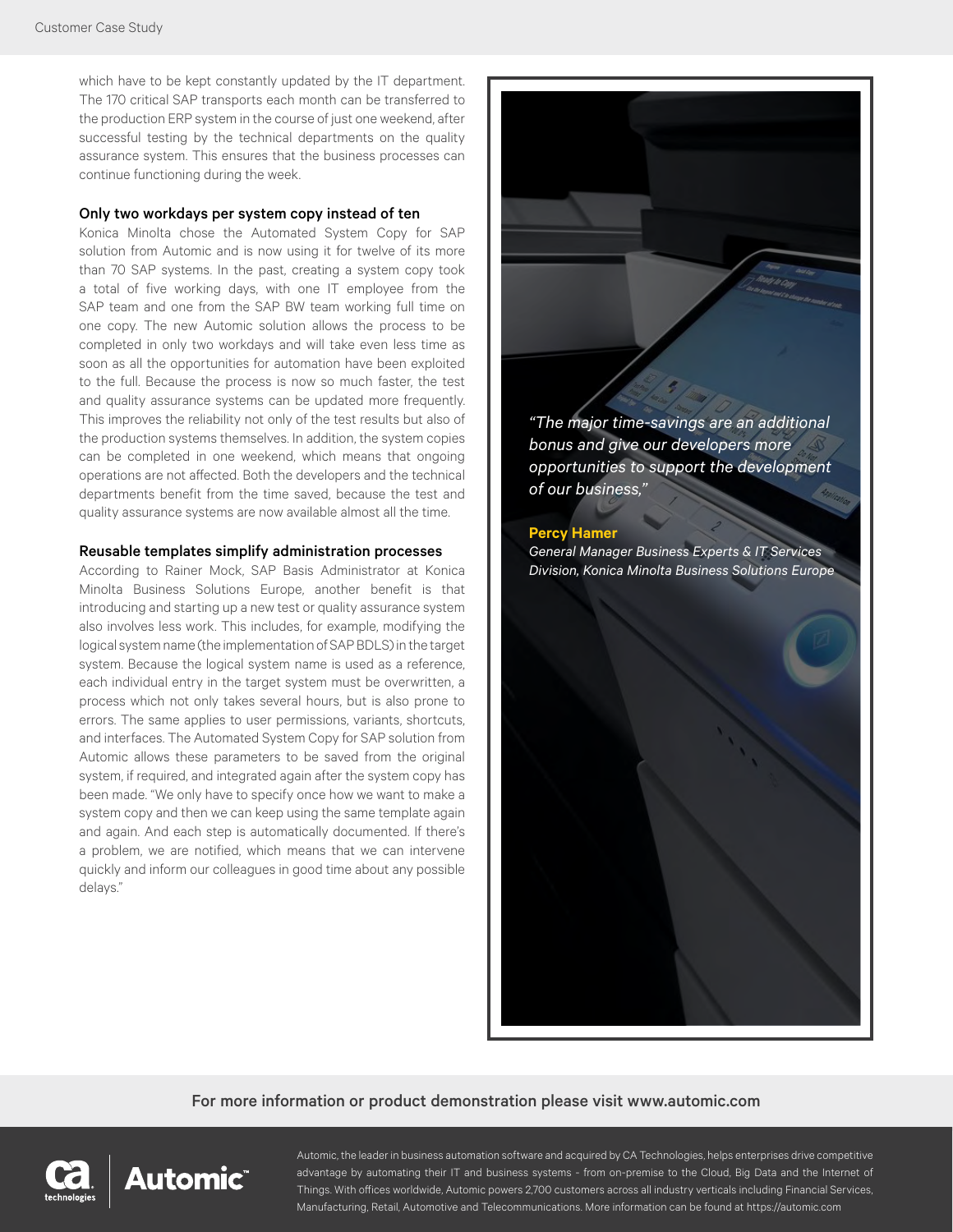which have to be kept constantly updated by the IT department. The 170 critical SAP transports each month can be transferred to the production ERP system in the course of just one weekend, after successful testing by the technical departments on the quality assurance system. This ensures that the business processes can continue functioning during the week.

### Only two workdays per system copy instead of ten

Konica Minolta chose the Automated System Copy for SAP solution from Automic and is now using it for twelve of its more than 70 SAP systems. In the past, creating a system copy took a total of five working days, with one IT employee from the SAP team and one from the SAP BW team working full time on one copy. The new Automic solution allows the process to be completed in only two workdays and will take even less time as soon as all the opportunities for automation have been exploited to the full. Because the process is now so much faster, the test and quality assurance systems can be updated more frequently. This improves the reliability not only of the test results but also of the production systems themselves. In addition, the system copies can be completed in one weekend, which means that ongoing operations are not affected. Both the developers and the technical departments benefit from the time saved, because the test and quality assurance systems are now available almost all the time.

### Reusable templates simplify administration processes

According to Rainer Mock, SAP Basis Administrator at Konica Minolta Business Solutions Europe, another benefit is that introducing and starting up a new test or quality assurance system also involves less work. This includes, for example, modifying the logical system name (the implementation of SAP BDLS) in the target system. Because the logical system name is used as a reference, each individual entry in the target system must be overwritten, a process which not only takes several hours, but is also prone to errors. The same applies to user permissions, variants, shortcuts, and interfaces. The Automated System Copy for SAP solution from Automic allows these parameters to be saved from the original system, if required, and integrated again after the system copy has been made. "We only have to specify once how we want to make a system copy and then we can keep using the same template again and again. And each step is automatically documented. If there's a problem, we are notified, which means that we can intervene quickly and inform our colleagues in good time about any possible delays."

*"The major time-savings are an additional bonus and give our developers more opportunities to support the development of our business,"*

**Percy Hamer**
*General Manager Business Experts & IT Services Division, Konica Minolta Business Solutions Europe*

For more information or product demonstration please visit www.automic.com

Automic, the leader in business automation software and acquired by CA Technologies, helps enterprises drive competitive advantage by automating their IT and business systems - from on-premise to the Cloud, Big Data and the Internet of Things. With offices worldwide, Automic powers 2,700 customers across all industry verticals including Financial Services, Manufacturing, Retail, Automotive and Telecommunications. More information can be found at https://automic.com